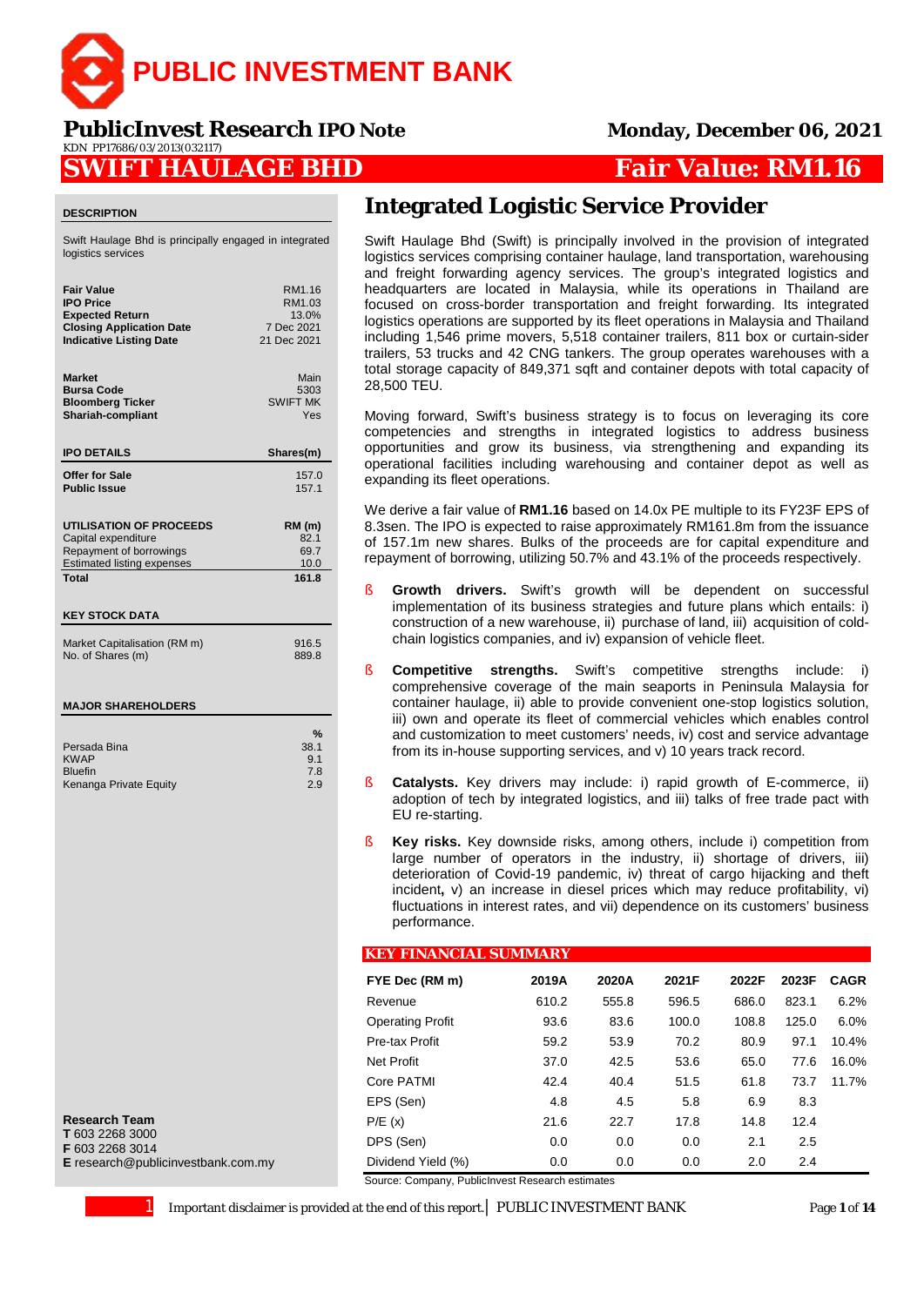# PUBLIC INVESTMENT BANK

**PublicInvest Research IPO Note** — Monday, December 06, 2021

KDN PP17686/03/2013(032117)

# SWIFT HAULAGE BHD — Fair Value: RM1.16

### DESCRIPTION

Swift Haulage Bhd is principally engaged in integrated logistics services

| | |
|---|---|
| **Fair Value** | RM1.16 |
| **IPO Price** | RM1.03 |
| **Expected Return** | 13.0% |
| **Closing Application Date** | 7 Dec 2021 |
| **Indicative Listing Date** | 21 Dec 2021 |

| | |
|---|---|
| **Market** | Main |
| **Bursa Code** | 5303 |
| **Bloomberg Ticker** | SWIFT MK |
| **Shariah-compliant** | Yes |

| **IPO DETAILS** | **Shares(m)** |
|---|---|
| **Offer for Sale** | 157.0 |
| **Public Issue** | 157.1 |

| **UTILISATION OF PROCEEDS** | **RM (m)** |
|---|---|
| Capital expenditure | 82.1 |
| Repayment of borrowings | 69.7 |
| Estimated listing expenses | 10.0 |
| **Total** | **161.8** |

### KEY STOCK DATA

| | |
|---|---|
| Market Capitalisation (RM m) | 916.5 |
| No. of Shares (m) | 889.8 |

### MAJOR SHAREHOLDERS

| | % |
|---|---|
| Persada Bina | 38.1 |
| KWAP | 9.1 |
| Bluefin | 7.8 |
| Kenanga Private Equity | 2.9 |

**Research Team**
**T** 603 2268 3000
**F** 603 2268 3014
**E** research@publicinvestbank.com.my

## Integrated Logistic Service Provider

Swift Haulage Bhd (Swift) is principally involved in the provision of integrated logistics services comprising container haulage, land transportation, warehousing and freight forwarding agency services. The group's integrated logistics and headquarters are located in Malaysia, while its operations in Thailand are focused on cross-border transportation and freight forwarding. Its integrated logistics operations are supported by its fleet operations in Malaysia and Thailand including 1,546 prime movers, 5,518 container trailers, 811 box or curtain-sider trailers, 53 trucks and 42 CNG tankers. The group operates warehouses with a total storage capacity of 849,371 sqft and container depots with total capacity of 28,500 TEU.

Moving forward, Swift's business strategy is to focus on leveraging its core competencies and strengths in integrated logistics to address business opportunities and grow its business, via strengthening and expanding its operational facilities including warehousing and container depot as well as expanding its fleet operations.

We derive a fair value of **RM1.16** based on 14.0x PE multiple to its FY23F EPS of 8.3sen. The IPO is expected to raise approximately RM161.8m from the issuance of 157.1m new shares. Bulks of the proceeds are for capital expenditure and repayment of borrowing, utilizing 50.7% and 43.1% of the proceeds respectively.

- **Growth drivers.** Swift's growth will be dependent on successful implementation of its business strategies and future plans which entails: i) construction of a new warehouse, ii) purchase of land, iii) acquisition of cold-chain logistics companies, and iv) expansion of vehicle fleet.
- **Competitive strengths.** Swift's competitive strengths include: i) comprehensive coverage of the main seaports in Peninsula Malaysia for container haulage, ii) able to provide convenient one-stop logistics solution, iii) own and operate its fleet of commercial vehicles which enables control and customization to meet customers' needs, iv) cost and service advantage from its in-house supporting services, and v) 10 years track record.
- **Catalysts.** Key drivers may include: i) rapid growth of E-commerce, ii) adoption of tech by integrated logistics, and iii) talks of free trade pact with EU re-starting.
- **Key risks.** Key downside risks, among others, include i) competition from large number of operators in the industry, ii) shortage of drivers, iii) deterioration of Covid-19 pandemic, iv) threat of cargo hijacking and theft incident**,** v) an increase in diesel prices which may reduce profitability, vi) fluctuations in interest rates, and vii) dependence on its customers' business performance.

### KEY FINANCIAL SUMMARY

| FYE Dec (RM m) | 2019A | 2020A | 2021F | 2022F | 2023F | CAGR |
|---|---|---|---|---|---|---|
| Revenue | 610.2 | 555.8 | 596.5 | 686.0 | 823.1 | 6.2% |
| Operating Profit | 93.6 | 83.6 | 100.0 | 108.8 | 125.0 | 6.0% |
| Pre-tax Profit | 59.2 | 53.9 | 70.2 | 80.9 | 97.1 | 10.4% |
| Net Profit | 37.0 | 42.5 | 53.6 | 65.0 | 77.6 | 16.0% |
| Core PATMI | 42.4 | 40.4 | 51.5 | 61.8 | 73.7 | 11.7% |
| EPS (Sen) | 4.8 | 4.5 | 5.8 | 6.9 | 8.3 | |
| P/E (x) | 21.6 | 22.7 | 17.8 | 14.8 | 12.4 | |
| DPS (Sen) | 0.0 | 0.0 | 0.0 | 2.1 | 2.5 | |
| Dividend Yield (%) | 0.0 | 0.0 | 0.0 | 2.0 | 2.4 | |

Source: Company, PublicInvest Research estimates

Important disclaimer is provided at the end of this report.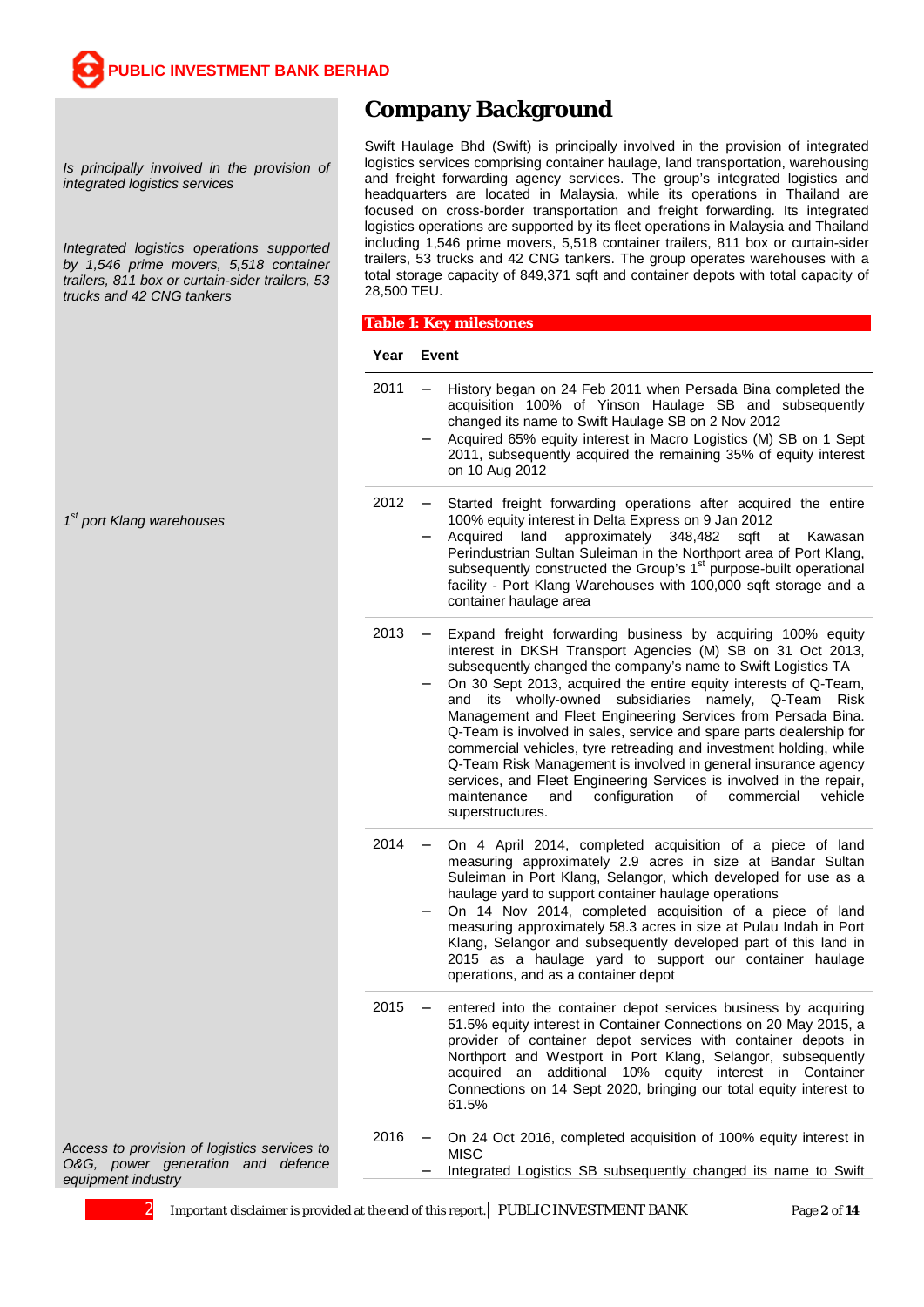# Company Background

*Is principally involved in the provision of integrated logistics services*

*Integrated logistics operations supported by 1,546 prime movers, 5,518 container trailers, 811 box or curtain-sider trailers, 53 trucks and 42 CNG tankers*

Swift Haulage Bhd (Swift) is principally involved in the provision of integrated logistics services comprising container haulage, land transportation, warehousing and freight forwarding agency services. The group's integrated logistics and headquarters are located in Malaysia, while its operations in Thailand are focused on cross-border transportation and freight forwarding. Its integrated logistics operations are supported by its fleet operations in Malaysia and Thailand including 1,546 prime movers, 5,518 container trailers, 811 box or curtain-sider trailers, 53 trucks and 42 CNG tankers. The group operates warehouses with a total storage capacity of 849,371 sqft and container depots with total capacity of 28,500 TEU.

**Table 1: Key milestones**

*1st port Klang warehouses*

*Access to provision of logistics services to O&G, power generation and defence equipment industry*

| Year | Event |
|---|---|
| 2011 | – History began on 24 Feb 2011 when Persada Bina completed the acquisition 100% of Yinson Haulage SB and subsequently changed its name to Swift Haulage SB on 2 Nov 2012<br>– Acquired 65% equity interest in Macro Logistics (M) SB on 1 Sept 2011, subsequently acquired the remaining 35% of equity interest on 10 Aug 2012 |
| 2012 | – Started freight forwarding operations after acquired the entire 100% equity interest in Delta Express on 9 Jan 2012<br>– Acquired land approximately 348,482 sqft at Kawasan Perindustrian Sultan Suleiman in the Northport area of Port Klang, subsequently constructed the Group's 1st purpose-built operational facility - Port Klang Warehouses with 100,000 sqft storage and a container haulage area |
| 2013 | – Expand freight forwarding business by acquiring 100% equity interest in DKSH Transport Agencies (M) SB on 31 Oct 2013, subsequently changed the company's name to Swift Logistics TA<br>– On 30 Sept 2013, acquired the entire equity interests of Q-Team, and its wholly-owned subsidiaries namely, Q-Team Risk Management and Fleet Engineering Services from Persada Bina. Q-Team is involved in sales, service and spare parts dealership for commercial vehicles, tyre retreading and investment holding, while Q-Team Risk Management is involved in general insurance agency services, and Fleet Engineering Services is involved in the repair, maintenance and configuration of commercial vehicle superstructures. |
| 2014 | – On 4 April 2014, completed acquisition of a piece of land measuring approximately 2.9 acres in size at Bandar Sultan Suleiman in Port Klang, Selangor, which developed for use as a haulage yard to support container haulage operations<br>– On 14 Nov 2014, completed acquisition of a piece of land measuring approximately 58.3 acres in size at Pulau Indah in Port Klang, Selangor and subsequently developed part of this land in 2015 as a haulage yard to support our container haulage operations, and as a container depot |
| 2015 | – entered into the container depot services business by acquiring 51.5% equity interest in Container Connections on 20 May 2015, a provider of container depot services with container depots in Northport and Westport in Port Klang, Selangor, subsequently acquired an additional 10% equity interest in Container Connections on 14 Sept 2020, bringing our total equity interest to 61.5% |
| 2016 | – On 24 Oct 2016, completed acquisition of 100% equity interest in MISC<br>– Integrated Logistics SB subsequently changed its name to Swift |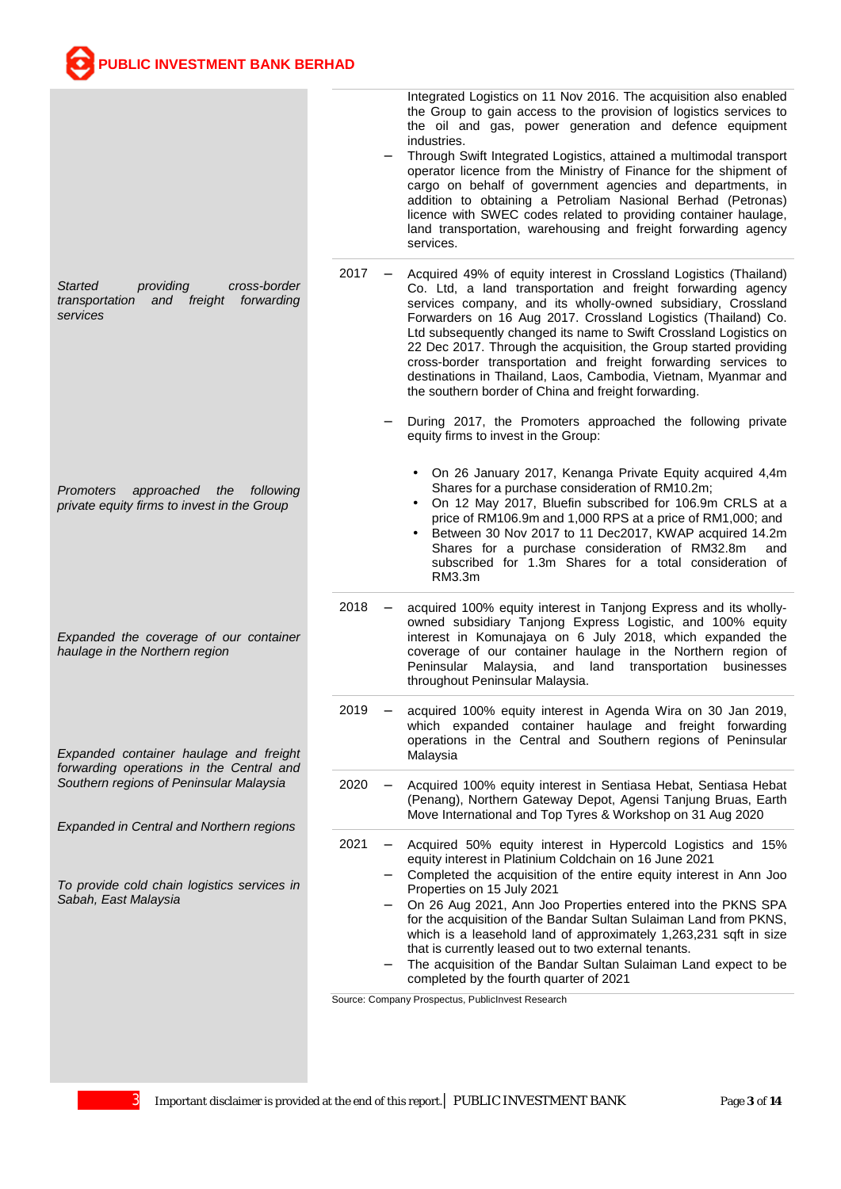*Started providing cross-border transportation and freight forwarding services*

*Promoters approached the following private equity firms to invest in the Group*

*Expanded the coverage of our container haulage in the Northern region*

*Expanded container haulage and freight forwarding operations in the Central and Southern regions of Peninsular Malaysia*

*Expanded in Central and Northern regions*

*To provide cold chain logistics services in Sabah, East Malaysia*

| Year | Event |
|---|---|
| | Integrated Logistics on 11 Nov 2016. The acquisition also enabled the Group to gain access to the provision of logistics services to the oil and gas, power generation and defence equipment industries.<br>– Through Swift Integrated Logistics, attained a multimodal transport operator licence from the Ministry of Finance for the shipment of cargo on behalf of government agencies and departments, in addition to obtaining a Petroliam Nasional Berhad (Petronas) licence with SWEC codes related to providing container haulage, land transportation, warehousing and freight forwarding agency services. |
| 2017 | – Acquired 49% of equity interest in Crossland Logistics (Thailand) Co. Ltd, a land transportation and freight forwarding agency services company, and its wholly-owned subsidiary, Crossland Forwarders on 16 Aug 2017. Crossland Logistics (Thailand) Co. Ltd subsequently changed its name to Swift Crossland Logistics on 22 Dec 2017. Through the acquisition, the Group started providing cross-border transportation and freight forwarding services to destinations in Thailand, Laos, Cambodia, Vietnam, Myanmar and the southern border of China and freight forwarding.<br>– During 2017, the Promoters approached the following private equity firms to invest in the Group:<br>• On 26 January 2017, Kenanga Private Equity acquired 4,4m Shares for a purchase consideration of RM10.2m;<br>• On 12 May 2017, Bluefin subscribed for 106.9m CRLS at a price of RM106.9m and 1,000 RPS at a price of RM1,000; and<br>• Between 30 Nov 2017 to 11 Dec2017, KWAP acquired 14.2m Shares for a purchase consideration of RM32.8m and subscribed for 1.3m Shares for a total consideration of RM3.3m |
| 2018 | – acquired 100% equity interest in Tanjong Express and its wholly-owned subsidiary Tanjong Express Logistic, and 100% equity interest in Komunajaya on 6 July 2018, which expanded the coverage of our container haulage in the Northern region of Peninsular Malaysia, and land transportation businesses throughout Peninsular Malaysia. |
| 2019 | – acquired 100% equity interest in Agenda Wira on 30 Jan 2019, which expanded container haulage and freight forwarding operations in the Central and Southern regions of Peninsular Malaysia |
| 2020 | – Acquired 100% equity interest in Sentiasa Hebat, Sentiasa Hebat (Penang), Northern Gateway Depot, Agensi Tanjung Bruas, Earth Move International and Top Tyres & Workshop on 31 Aug 2020 |
| 2021 | – Acquired 50% equity interest in Hypercold Logistics and 15% equity interest in Platinium Coldchain on 16 June 2021<br>– Completed the acquisition of the entire equity interest in Ann Joo Properties on 15 July 2021<br>– On 26 Aug 2021, Ann Joo Properties entered into the PKNS SPA for the acquisition of the Bandar Sultan Sulaiman Land from PKNS, which is a leasehold land of approximately 1,263,231 sqft in size that is currently leased out to two external tenants.<br>– The acquisition of the Bandar Sultan Sulaiman Land expect to be completed by the fourth quarter of 2021 |

Source: Company Prospectus, PublicInvest Research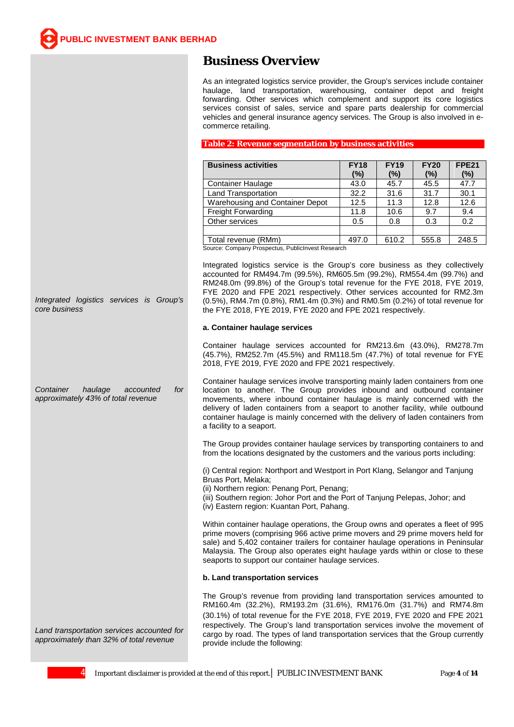# Business Overview

As an integrated logistics service provider, the Group's services include container haulage, land transportation, warehousing, container depot and freight forwarding. Other services which complement and support its core logistics services consist of sales, service and spare parts dealership for commercial vehicles and general insurance agency services. The Group is also involved in e-commerce retailing.

**Table 2: Revenue segmentation by business activities**

| Business activities | FY18 (%) | FY19 (%) | FY20 (%) | FPE21 (%) |
|---|---|---|---|---|
| Container Haulage | 43.0 | 45.7 | 45.5 | 47.7 |
| Land Transportation | 32.2 | 31.6 | 31.7 | 30.1 |
| Warehousing and Container Depot | 12.5 | 11.3 | 12.8 | 12.6 |
| Freight Forwarding | 11.8 | 10.6 | 9.7 | 9.4 |
| Other services | 0.5 | 0.8 | 0.3 | 0.2 |
| | | | | |
| Total revenue (RMm) | 497.0 | 610.2 | 555.8 | 248.5 |

Source: Company Prospectus, PublicInvest Research

*Integrated logistics services is Group's core business*

Integrated logistics service is the Group's core business as they collectively accounted for RM494.7m (99.5%), RM605.5m (99.2%), RM554.4m (99.7%) and RM248.0m (99.8%) of the Group's total revenue for the FYE 2018, FYE 2019, FYE 2020 and FPE 2021 respectively. Other services accounted for RM2.3m (0.5%), RM4.7m (0.8%), RM1.4m (0.3%) and RM0.5m (0.2%) of total revenue for the FYE 2018, FYE 2019, FYE 2020 and FPE 2021 respectively.

**a. Container haulage services**

Container haulage services accounted for RM213.6m (43.0%), RM278.7m (45.7%), RM252.7m (45.5%) and RM118.5m (47.7%) of total revenue for FYE 2018, FYE 2019, FYE 2020 and FPE 2021 respectively.

*Container haulage accounted for approximately 43% of total revenue*

Container haulage services involve transporting mainly laden containers from one location to another. The Group provides inbound and outbound container movements, where inbound container haulage is mainly concerned with the delivery of laden containers from a seaport to another facility, while outbound container haulage is mainly concerned with the delivery of laden containers from a facility to a seaport.

The Group provides container haulage services by transporting containers to and from the locations designated by the customers and the various ports including:

(i) Central region: Northport and Westport in Port Klang, Selangor and Tanjung Bruas Port, Melaka;
(ii) Northern region: Penang Port, Penang;
(iii) Southern region: Johor Port and the Port of Tanjung Pelepas, Johor; and
(iv) Eastern region: Kuantan Port, Pahang.

Within container haulage operations, the Group owns and operates a fleet of 995 prime movers (comprising 966 active prime movers and 29 prime movers held for sale) and 5,402 container trailers for container haulage operations in Peninsular Malaysia. The Group also operates eight haulage yards within or close to these seaports to support our container haulage services.

**b. Land transportation services**

*Land transportation services accounted for approximately than 32% of total revenue*

The Group's revenue from providing land transportation services amounted to RM160.4m (32.2%), RM193.2m (31.6%), RM176.0m (31.7%) and RM74.8m (30.1%) of total revenue for the FYE 2018, FYE 2019, FYE 2020 and FPE 2021 respectively. The Group's land transportation services involve the movement of cargo by road. The types of land transportation services that the Group currently provide include the following: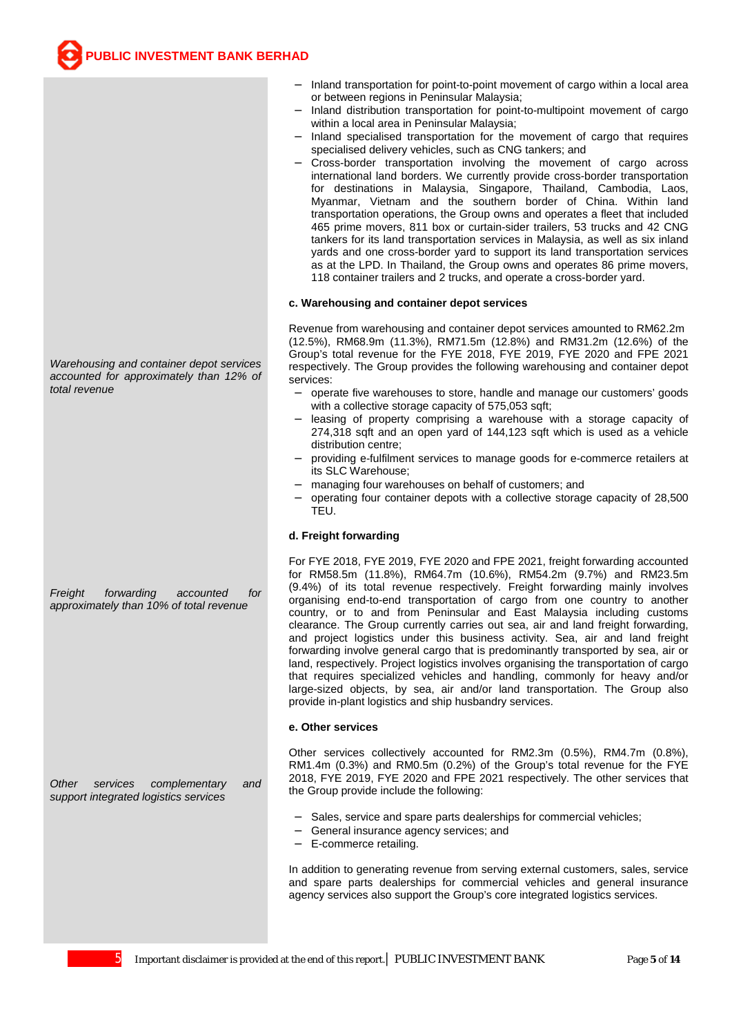- Inland transportation for point-to-point movement of cargo within a local area or between regions in Peninsular Malaysia;
- Inland distribution transportation for point-to-multipoint movement of cargo within a local area in Peninsular Malaysia;
- Inland specialised transportation for the movement of cargo that requires specialised delivery vehicles, such as CNG tankers; and
- Cross-border transportation involving the movement of cargo across international land borders. We currently provide cross-border transportation for destinations in Malaysia, Singapore, Thailand, Cambodia, Laos, Myanmar, Vietnam and the southern border of China. Within land transportation operations, the Group owns and operates a fleet that included 465 prime movers, 811 box or curtain-sider trailers, 53 trucks and 42 CNG tankers for its land transportation services in Malaysia, as well as six inland yards and one cross-border yard to support its land transportation services as at the LPD. In Thailand, the Group owns and operates 86 prime movers, 118 container trailers and 2 trucks, and operate a cross-border yard.

**c. Warehousing and container depot services**

*Warehousing and container depot services accounted for approximately than 12% of total revenue*

Revenue from warehousing and container depot services amounted to RM62.2m (12.5%), RM68.9m (11.3%), RM71.5m (12.8%) and RM31.2m (12.6%) of the Group's total revenue for the FYE 2018, FYE 2019, FYE 2020 and FPE 2021 respectively. The Group provides the following warehousing and container depot services:

- operate five warehouses to store, handle and manage our customers' goods with a collective storage capacity of 575,053 sqft;
- leasing of property comprising a warehouse with a storage capacity of 274,318 sqft and an open yard of 144,123 sqft which is used as a vehicle distribution centre;
- providing e-fulfilment services to manage goods for e-commerce retailers at its SLC Warehouse;
- managing four warehouses on behalf of customers; and
- operating four container depots with a collective storage capacity of 28,500 TEU.

**d. Freight forwarding**

*Freight forwarding accounted for approximately than 10% of total revenue*

For FYE 2018, FYE 2019, FYE 2020 and FPE 2021, freight forwarding accounted for RM58.5m (11.8%), RM64.7m (10.6%), RM54.2m (9.7%) and RM23.5m (9.4%) of its total revenue respectively. Freight forwarding mainly involves organising end-to-end transportation of cargo from one country to another country, or to and from Peninsular and East Malaysia including customs clearance. The Group currently carries out sea, air and land freight forwarding, and project logistics under this business activity. Sea, air and land freight forwarding involve general cargo that is predominantly transported by sea, air or land, respectively. Project logistics involves organising the transportation of cargo that requires specialized vehicles and handling, commonly for heavy and/or large-sized objects, by sea, air and/or land transportation. The Group also provide in-plant logistics and ship husbandry services.

**e. Other services**

*Other services complementary and support integrated logistics services*

Other services collectively accounted for RM2.3m (0.5%), RM4.7m (0.8%), RM1.4m (0.3%) and RM0.5m (0.2%) of the Group's total revenue for the FYE 2018, FYE 2019, FYE 2020 and FPE 2021 respectively. The other services that the Group provide include the following:

- Sales, service and spare parts dealerships for commercial vehicles;
- General insurance agency services; and
- E-commerce retailing.

In addition to generating revenue from serving external customers, sales, service and spare parts dealerships for commercial vehicles and general insurance agency services also support the Group's core integrated logistics services.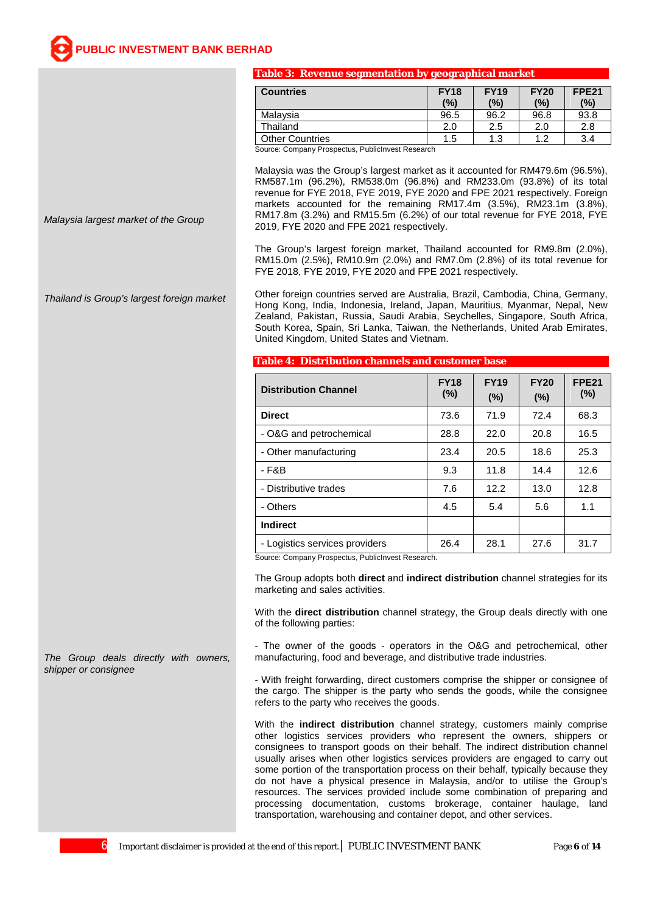**Table 3: Revenue segmentation by geographical market**

| Countries | FY18 (%) | FY19 (%) | FY20 (%) | FPE21 (%) |
|---|---|---|---|---|
| Malaysia | 96.5 | 96.2 | 96.8 | 93.8 |
| Thailand | 2.0 | 2.5 | 2.0 | 2.8 |
| Other Countries | 1.5 | 1.3 | 1.2 | 3.4 |

Source: Company Prospectus, PublicInvest Research

*Malaysia largest market of the Group*

Malaysia was the Group's largest market as it accounted for RM479.6m (96.5%), RM587.1m (96.2%), RM538.0m (96.8%) and RM233.0m (93.8%) of its total revenue for FYE 2018, FYE 2019, FYE 2020 and FPE 2021 respectively. Foreign markets accounted for the remaining RM17.4m (3.5%), RM23.1m (3.8%), RM17.8m (3.2%) and RM15.5m (6.2%) of our total revenue for FYE 2018, FYE 2019, FYE 2020 and FPE 2021 respectively.

*Thailand is Group's largest foreign market*

The Group's largest foreign market, Thailand accounted for RM9.8m (2.0%), RM15.0m (2.5%), RM10.9m (2.0%) and RM7.0m (2.8%) of its total revenue for FYE 2018, FYE 2019, FYE 2020 and FPE 2021 respectively.

Other foreign countries served are Australia, Brazil, Cambodia, China, Germany, Hong Kong, India, Indonesia, Ireland, Japan, Mauritius, Myanmar, Nepal, New Zealand, Pakistan, Russia, Saudi Arabia, Seychelles, Singapore, South Africa, South Korea, Spain, Sri Lanka, Taiwan, the Netherlands, United Arab Emirates, United Kingdom, United States and Vietnam.

**Table 4: Distribution channels and customer base**

| Distribution Channel | FY18 (%) | FY19 (%) | FY20 (%) | FPE21 (%) |
|---|---|---|---|---|
| **Direct** | 73.6 | 71.9 | 72.4 | 68.3 |
| - O&G and petrochemical | 28.8 | 22.0 | 20.8 | 16.5 |
| - Other manufacturing | 23.4 | 20.5 | 18.6 | 25.3 |
| - F&B | 9.3 | 11.8 | 14.4 | 12.6 |
| - Distributive trades | 7.6 | 12.2 | 13.0 | 12.8 |
| - Others | 4.5 | 5.4 | 5.6 | 1.1 |
| **Indirect** | | | | |
| - Logistics services providers | 26.4 | 28.1 | 27.6 | 31.7 |

Source: Company Prospectus, PublicInvest Research.

The Group adopts both **direct** and **indirect distribution** channel strategies for its marketing and sales activities.

With the **direct distribution** channel strategy, the Group deals directly with one of the following parties:

*The Group deals directly with owners, shipper or consignee*

- The owner of the goods - operators in the O&G and petrochemical, other manufacturing, food and beverage, and distributive trade industries.

- With freight forwarding, direct customers comprise the shipper or consignee of the cargo. The shipper is the party who sends the goods, while the consignee refers to the party who receives the goods.

With the **indirect distribution** channel strategy, customers mainly comprise other logistics services providers who represent the owners, shippers or consignees to transport goods on their behalf. The indirect distribution channel usually arises when other logistics services providers are engaged to carry out some portion of the transportation process on their behalf, typically because they do not have a physical presence in Malaysia, and/or to utilise the Group's resources. The services provided include some combination of preparing and processing documentation, customs brokerage, container haulage, land transportation, warehousing and container depot, and other services.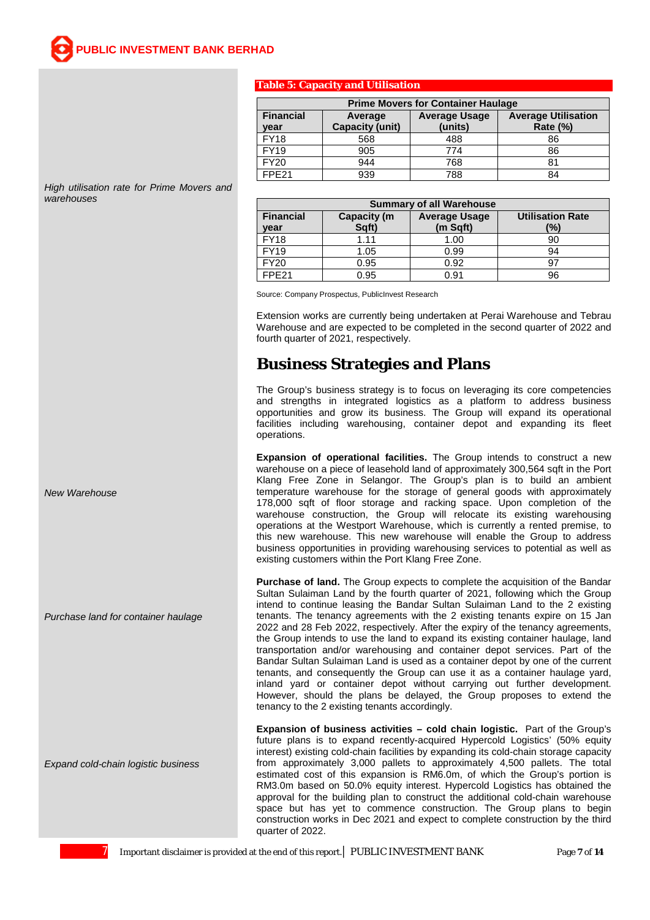**Table 5: Capacity and Utilisation**

| Prime Movers for Container Haulage | | | |
|---|---|---|---|
| Financial year | Average Capacity (unit) | Average Usage (units) | Average Utilisation Rate (%) |
| FY18 | 568 | 488 | 86 |
| FY19 | 905 | 774 | 86 |
| FY20 | 944 | 768 | 81 |
| FPE21 | 939 | 788 | 84 |

*High utilisation rate for Prime Movers and warehouses*

| Summary of all Warehouse | | | |
|---|---|---|---|
| Financial year | Capacity (m Sqft) | Average Usage (m Sqft) | Utilisation Rate (%) |
| FY18 | 1.11 | 1.00 | 90 |
| FY19 | 1.05 | 0.99 | 94 |
| FY20 | 0.95 | 0.92 | 97 |
| FPE21 | 0.95 | 0.91 | 96 |

Source: Company Prospectus, PublicInvest Research

Extension works are currently being undertaken at Perai Warehouse and Tebrau Warehouse and are expected to be completed in the second quarter of 2022 and fourth quarter of 2021, respectively.

## Business Strategies and Plans

The Group's business strategy is to focus on leveraging its core competencies and strengths in integrated logistics as a platform to address business opportunities and grow its business. The Group will expand its operational facilities including warehousing, container depot and expanding its fleet operations.

*New Warehouse*

**Expansion of operational facilities.** The Group intends to construct a new warehouse on a piece of leasehold land of approximately 300,564 sqft in the Port Klang Free Zone in Selangor. The Group's plan is to build an ambient temperature warehouse for the storage of general goods with approximately 178,000 sqft of floor storage and racking space. Upon completion of the warehouse construction, the Group will relocate its existing warehousing operations at the Westport Warehouse, which is currently a rented premise, to this new warehouse. This new warehouse will enable the Group to address business opportunities in providing warehousing services to potential as well as existing customers within the Port Klang Free Zone.

*Purchase land for container haulage*

**Purchase of land.** The Group expects to complete the acquisition of the Bandar Sultan Sulaiman Land by the fourth quarter of 2021, following which the Group intend to continue leasing the Bandar Sultan Sulaiman Land to the 2 existing tenants. The tenancy agreements with the 2 existing tenants expire on 15 Jan 2022 and 28 Feb 2022, respectively. After the expiry of the tenancy agreements, the Group intends to use the land to expand its existing container haulage, land transportation and/or warehousing and container depot services. Part of the Bandar Sultan Sulaiman Land is used as a container depot by one of the current tenants, and consequently the Group can use it as a container haulage yard, inland yard or container depot without carrying out further development. However, should the plans be delayed, the Group proposes to extend the tenancy to the 2 existing tenants accordingly.

*Expand cold-chain logistic business*

**Expansion of business activities – cold chain logistic.** Part of the Group's future plans is to expand recently-acquired Hypercold Logistics' (50% equity interest) existing cold-chain facilities by expanding its cold-chain storage capacity from approximately 3,000 pallets to approximately 4,500 pallets. The total estimated cost of this expansion is RM6.0m, of which the Group's portion is RM3.0m based on 50.0% equity interest. Hypercold Logistics has obtained the approval for the building plan to construct the additional cold-chain warehouse space but has yet to commence construction. The Group plans to begin construction works in Dec 2021 and expect to complete construction by the third quarter of 2022.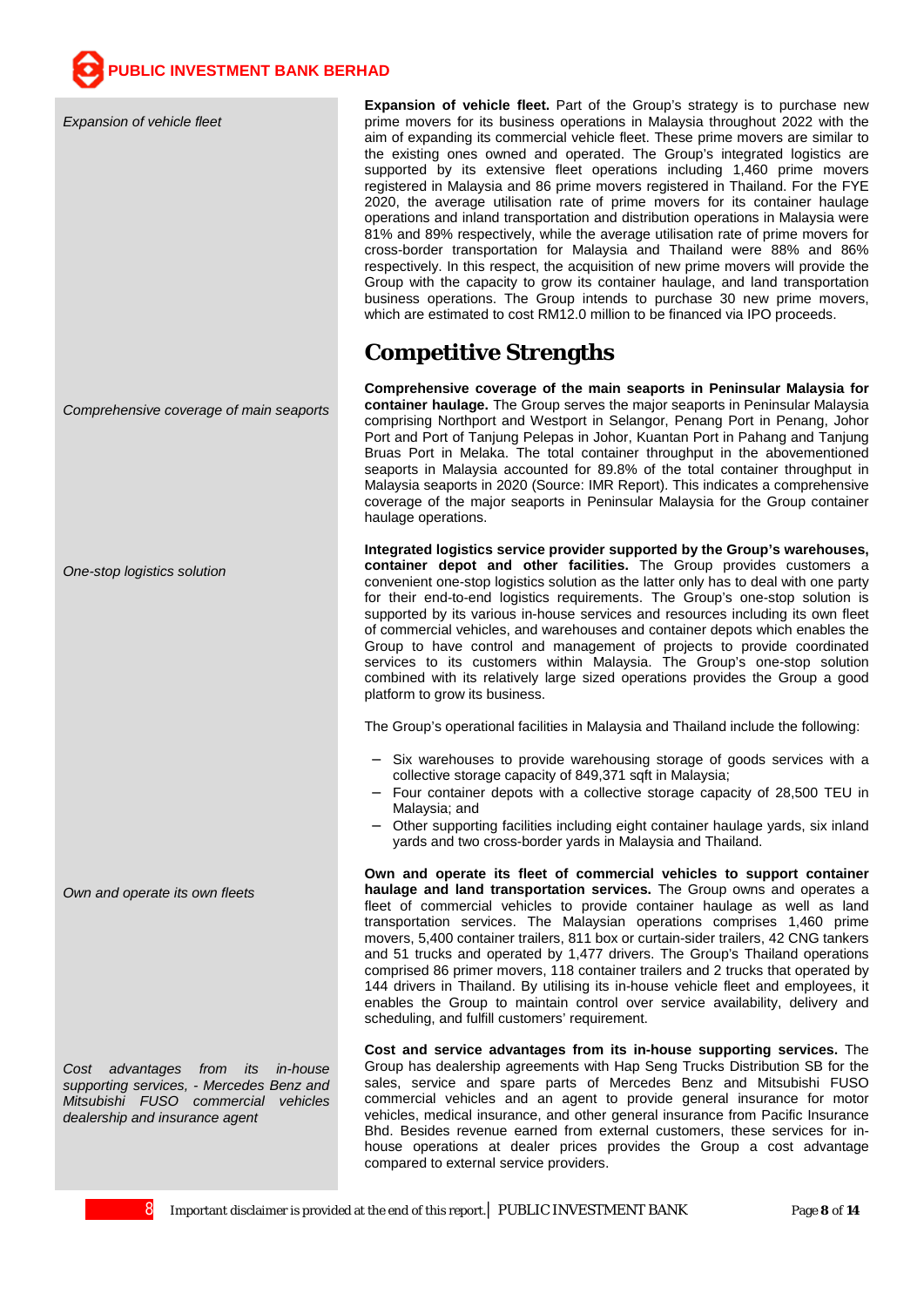*Expansion of vehicle fleet*

**Expansion of vehicle fleet.** Part of the Group's strategy is to purchase new prime movers for its business operations in Malaysia throughout 2022 with the aim of expanding its commercial vehicle fleet. These prime movers are similar to the existing ones owned and operated. The Group's integrated logistics are supported by its extensive fleet operations including 1,460 prime movers registered in Malaysia and 86 prime movers registered in Thailand. For the FYE 2020, the average utilisation rate of prime movers for its container haulage operations and inland transportation and distribution operations in Malaysia were 81% and 89% respectively, while the average utilisation rate of prime movers for cross-border transportation for Malaysia and Thailand were 88% and 86% respectively. In this respect, the acquisition of new prime movers will provide the Group with the capacity to grow its container haulage, and land transportation business operations. The Group intends to purchase 30 new prime movers, which are estimated to cost RM12.0 million to be financed via IPO proceeds.

## Competitive Strengths

*Comprehensive coverage of main seaports*

**Comprehensive coverage of the main seaports in Peninsular Malaysia for container haulage.** The Group serves the major seaports in Peninsular Malaysia comprising Northport and Westport in Selangor, Penang Port in Penang, Johor Port and Port of Tanjung Pelepas in Johor, Kuantan Port in Pahang and Tanjung Bruas Port in Melaka. The total container throughput in the abovementioned seaports in Malaysia accounted for 89.8% of the total container throughput in Malaysia seaports in 2020 (Source: IMR Report). This indicates a comprehensive coverage of the major seaports in Peninsular Malaysia for the Group container haulage operations.

*One-stop logistics solution*

**Integrated logistics service provider supported by the Group's warehouses, container depot and other facilities.** The Group provides customers a convenient one-stop logistics solution as the latter only has to deal with one party for their end-to-end logistics requirements. The Group's one-stop solution is supported by its various in-house services and resources including its own fleet of commercial vehicles, and warehouses and container depots which enables the Group to have control and management of projects to provide coordinated services to its customers within Malaysia. The Group's one-stop solution combined with its relatively large sized operations provides the Group a good platform to grow its business.

The Group's operational facilities in Malaysia and Thailand include the following:

- Six warehouses to provide warehousing storage of goods services with a collective storage capacity of 849,371 sqft in Malaysia;
- Four container depots with a collective storage capacity of 28,500 TEU in Malaysia; and
- Other supporting facilities including eight container haulage yards, six inland yards and two cross-border yards in Malaysia and Thailand.

*Own and operate its own fleets*

**Own and operate its fleet of commercial vehicles to support container haulage and land transportation services.** The Group owns and operates a fleet of commercial vehicles to provide container haulage as well as land transportation services. The Malaysian operations comprises 1,460 prime movers, 5,400 container trailers, 811 box or curtain-sider trailers, 42 CNG tankers and 51 trucks and operated by 1,477 drivers. The Group's Thailand operations comprised 86 primer movers, 118 container trailers and 2 trucks that operated by 144 drivers in Thailand. By utilising its in-house vehicle fleet and employees, it enables the Group to maintain control over service availability, delivery and scheduling, and fulfill customers' requirement.

*Cost advantages from its in-house supporting services, - Mercedes Benz and Mitsubishi FUSO commercial vehicles dealership and insurance agent*

**Cost and service advantages from its in-house supporting services.** The Group has dealership agreements with Hap Seng Trucks Distribution SB for the sales, service and spare parts of Mercedes Benz and Mitsubishi FUSO commercial vehicles and an agent to provide general insurance for motor vehicles, medical insurance, and other general insurance from Pacific Insurance Bhd. Besides revenue earned from external customers, these services for in-house operations at dealer prices provides the Group a cost advantage compared to external service providers.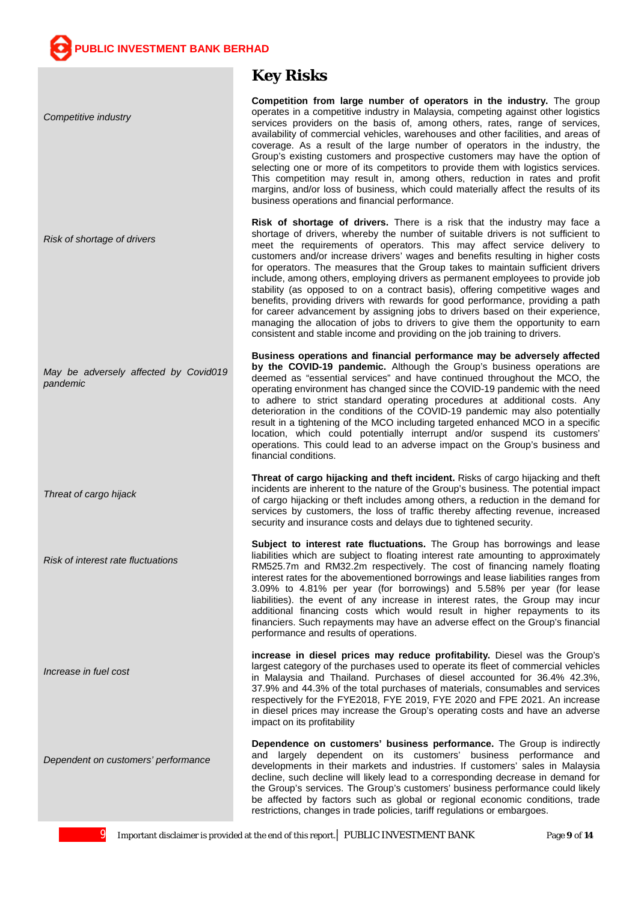# Key Risks

*Competitive industry*

**Competition from large number of operators in the industry.** The group operates in a competitive industry in Malaysia, competing against other logistics services providers on the basis of, among others, rates, range of services, availability of commercial vehicles, warehouses and other facilities, and areas of coverage. As a result of the large number of operators in the industry, the Group's existing customers and prospective customers may have the option of selecting one or more of its competitors to provide them with logistics services. This competition may result in, among others, reduction in rates and profit margins, and/or loss of business, which could materially affect the results of its business operations and financial performance.

*Risk of shortage of drivers*

**Risk of shortage of drivers.** There is a risk that the industry may face a shortage of drivers, whereby the number of suitable drivers is not sufficient to meet the requirements of operators. This may affect service delivery to customers and/or increase drivers' wages and benefits resulting in higher costs for operators. The measures that the Group takes to maintain sufficient drivers include, among others, employing drivers as permanent employees to provide job stability (as opposed to on a contract basis), offering competitive wages and benefits, providing drivers with rewards for good performance, providing a path for career advancement by assigning jobs to drivers based on their experience, managing the allocation of jobs to drivers to give them the opportunity to earn consistent and stable income and providing on the job training to drivers.

*May be adversely affected by Covid019 pandemic*

**Business operations and financial performance may be adversely affected by the COVID-19 pandemic.** Although the Group's business operations are deemed as "essential services" and have continued throughout the MCO, the operating environment has changed since the COVID-19 pandemic with the need to adhere to strict standard operating procedures at additional costs. Any deterioration in the conditions of the COVID-19 pandemic may also potentially result in a tightening of the MCO including targeted enhanced MCO in a specific location, which could potentially interrupt and/or suspend its customers' operations. This could lead to an adverse impact on the Group's business and financial conditions.

*Threat of cargo hijack*

**Threat of cargo hijacking and theft incident.** Risks of cargo hijacking and theft incidents are inherent to the nature of the Group's business. The potential impact of cargo hijacking or theft includes among others, a reduction in the demand for services by customers, the loss of traffic thereby affecting revenue, increased security and insurance costs and delays due to tightened security.

*Risk of interest rate fluctuations*

**Subject to interest rate fluctuations.** The Group has borrowings and lease liabilities which are subject to floating interest rate amounting to approximately RM525.7m and RM32.2m respectively. The cost of financing namely floating interest rates for the abovementioned borrowings and lease liabilities ranges from 3.09% to 4.81% per year (for borrowings) and 5.58% per year (for lease liabilities). the event of any increase in interest rates, the Group may incur additional financing costs which would result in higher repayments to its financiers. Such repayments may have an adverse effect on the Group's financial performance and results of operations.

*Increase in fuel cost*

**increase in diesel prices may reduce profitability.** Diesel was the Group's largest category of the purchases used to operate its fleet of commercial vehicles in Malaysia and Thailand. Purchases of diesel accounted for 36.4% 42.3%, 37.9% and 44.3% of the total purchases of materials, consumables and services respectively for the FYE2018, FYE 2019, FYE 2020 and FPE 2021. An increase in diesel prices may increase the Group's operating costs and have an adverse impact on its profitability

*Dependent on customers' performance*

**Dependence on customers' business performance.** The Group is indirectly and largely dependent on its customers' business performance and developments in their markets and industries. If customers' sales in Malaysia decline, such decline will likely lead to a corresponding decrease in demand for the Group's services. The Group's customers' business performance could likely be affected by factors such as global or regional economic conditions, trade restrictions, changes in trade policies, tariff regulations or embargoes.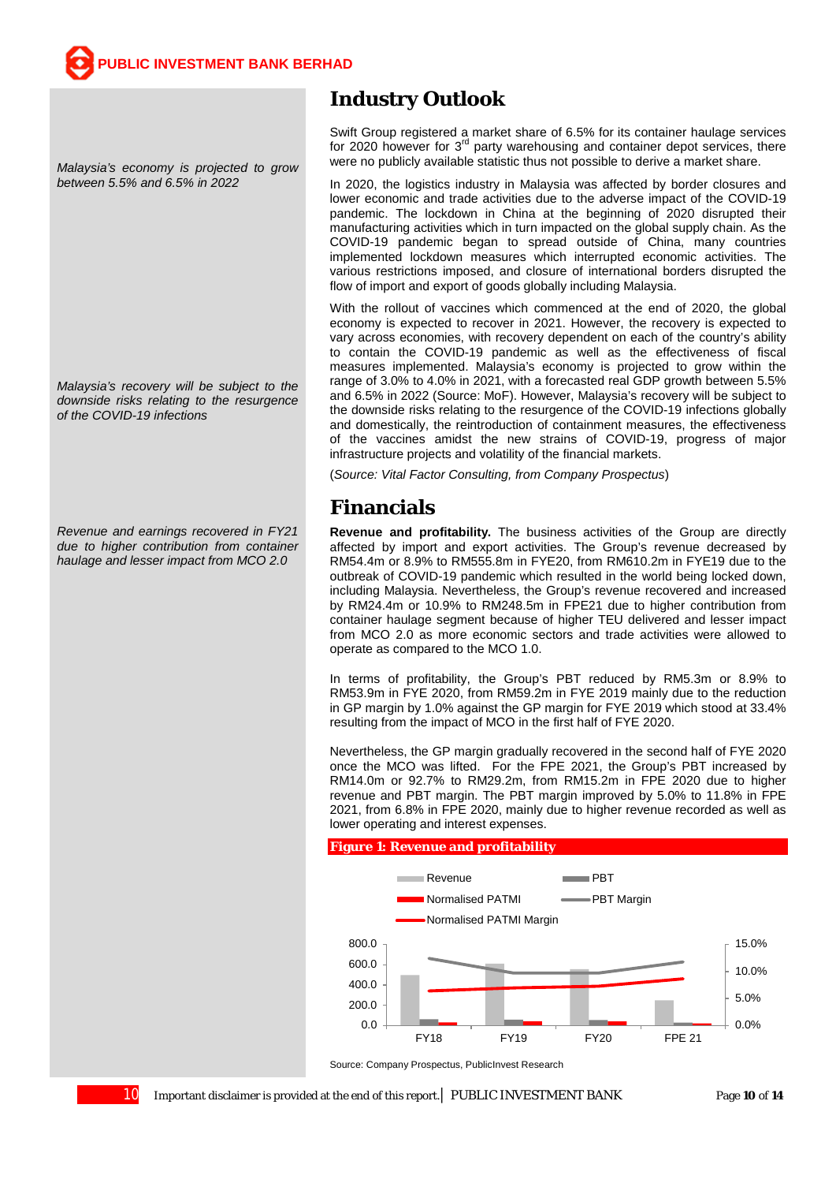## Industry Outlook

*Malaysia's economy is projected to grow between 5.5% and 6.5% in 2022*

Swift Group registered a market share of 6.5% for its container haulage services for 2020 however for 3rd party warehousing and container depot services, there were no publicly available statistic thus not possible to derive a market share.

In 2020, the logistics industry in Malaysia was affected by border closures and lower economic and trade activities due to the adverse impact of the COVID-19 pandemic. The lockdown in China at the beginning of 2020 disrupted their manufacturing activities which in turn impacted on the global supply chain. As the COVID-19 pandemic began to spread outside of China, many countries implemented lockdown measures which interrupted economic activities. The various restrictions imposed, and closure of international borders disrupted the flow of import and export of goods globally including Malaysia.

*Malaysia's recovery will be subject to the downside risks relating to the resurgence of the COVID-19 infections*

With the rollout of vaccines which commenced at the end of 2020, the global economy is expected to recover in 2021. However, the recovery is expected to vary across economies, with recovery dependent on each of the country's ability to contain the COVID-19 pandemic as well as the effectiveness of fiscal measures implemented. Malaysia's economy is projected to grow within the range of 3.0% to 4.0% in 2021, with a forecasted real GDP growth between 5.5% and 6.5% in 2022 (Source: MoF). However, Malaysia's recovery will be subject to the downside risks relating to the resurgence of the COVID-19 infections globally and domestically, the reintroduction of containment measures, the effectiveness of the vaccines amidst the new strains of COVID-19, progress of major infrastructure projects and volatility of the financial markets.

(*Source: Vital Factor Consulting, from Company Prospectus*)

## Financials

*Revenue and earnings recovered in FY21 due to higher contribution from container haulage and lesser impact from MCO 2.0*

**Revenue and profitability.** The business activities of the Group are directly affected by import and export activities. The Group's revenue decreased by RM54.4m or 8.9% to RM555.8m in FYE20, from RM610.2m in FYE19 due to the outbreak of COVID-19 pandemic which resulted in the world being locked down, including Malaysia. Nevertheless, the Group's revenue recovered and increased by RM24.4m or 10.9% to RM248.5m in FPE21 due to higher contribution from container haulage segment because of higher TEU delivered and lesser impact from MCO 2.0 as more economic sectors and trade activities were allowed to operate as compared to the MCO 1.0.

In terms of profitability, the Group's PBT reduced by RM5.3m or 8.9% to RM53.9m in FYE 2020, from RM59.2m in FYE 2019 mainly due to the reduction in GP margin by 1.0% against the GP margin for FYE 2019 which stood at 33.4% resulting from the impact of MCO in the first half of FYE 2020.

Nevertheless, the GP margin gradually recovered in the second half of FYE 2020 once the MCO was lifted. For the FPE 2021, the Group's PBT increased by RM14.0m or 92.7% to RM29.2m, from RM15.2m in FPE 2020 due to higher revenue and PBT margin. The PBT margin improved by 5.0% to 11.8% in FPE 2021, from 6.8% in FPE 2020, mainly due to higher revenue recorded as well as lower operating and interest expenses.

**Figure 1: Revenue and profitability**

Source: Company Prospectus, PublicInvest Research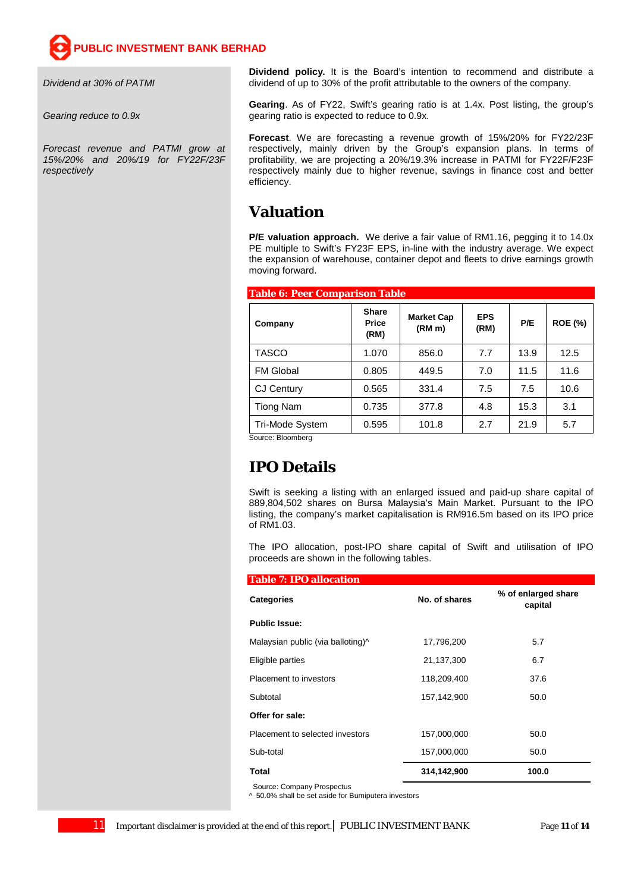*Dividend at 30% of PATMI*

**Dividend policy.** It is the Board's intention to recommend and distribute a dividend of up to 30% of the profit attributable to the owners of the company.

*Gearing reduce to 0.9x*

**Gearing**. As of FY22, Swift's gearing ratio is at 1.4x. Post listing, the group's gearing ratio is expected to reduce to 0.9x.

*Forecast revenue and PATMI grow at 15%/20% and 20%/19 for FY22F/23F respectively*

**Forecast**. We are forecasting a revenue growth of 15%/20% for FY22/23F respectively, mainly driven by the Group's expansion plans. In terms of profitability, we are projecting a 20%/19.3% increase in PATMI for FY22F/F23F respectively mainly due to higher revenue, savings in finance cost and better efficiency.

# Valuation

**P/E valuation approach.** We derive a fair value of RM1.16, pegging it to 14.0x PE multiple to Swift's FY23F EPS, in-line with the industry average. We expect the expansion of warehouse, container depot and fleets to drive earnings growth moving forward.

**Table 6: Peer Comparison Table**

| Company | Share Price (RM) | Market Cap (RM m) | EPS (RM) | P/E | ROE (%) |
|---|---|---|---|---|---|
| TASCO | 1.070 | 856.0 | 7.7 | 13.9 | 12.5 |
| FM Global | 0.805 | 449.5 | 7.0 | 11.5 | 11.6 |
| CJ Century | 0.565 | 331.4 | 7.5 | 7.5 | 10.6 |
| Tiong Nam | 0.735 | 377.8 | 4.8 | 15.3 | 3.1 |
| Tri-Mode System | 0.595 | 101.8 | 2.7 | 21.9 | 5.7 |

Source: Bloomberg

# IPO Details

Swift is seeking a listing with an enlarged issued and paid-up share capital of 889,804,502 shares on Bursa Malaysia's Main Market. Pursuant to the IPO listing, the company's market capitalisation is RM916.5m based on its IPO price of RM1.03.

The IPO allocation, post-IPO share capital of Swift and utilisation of IPO proceeds are shown in the following tables.

**Table 7: IPO allocation**

| Categories | No. of shares | % of enlarged share capital |
|---|---|---|
| **Public Issue:** | | |
| Malaysian public (via balloting)^ | 17,796,200 | 5.7 |
| Eligible parties | 21,137,300 | 6.7 |
| Placement to investors | 118,209,400 | 37.6 |
| Subtotal | 157,142,900 | 50.0 |
| **Offer for sale:** | | |
| Placement to selected investors | 157,000,000 | 50.0 |
| Sub-total | 157,000,000 | 50.0 |
| **Total** | **314,142,900** | **100.0** |

Source: Company Prospectus
^ 50.0% shall be set aside for Bumiputera investors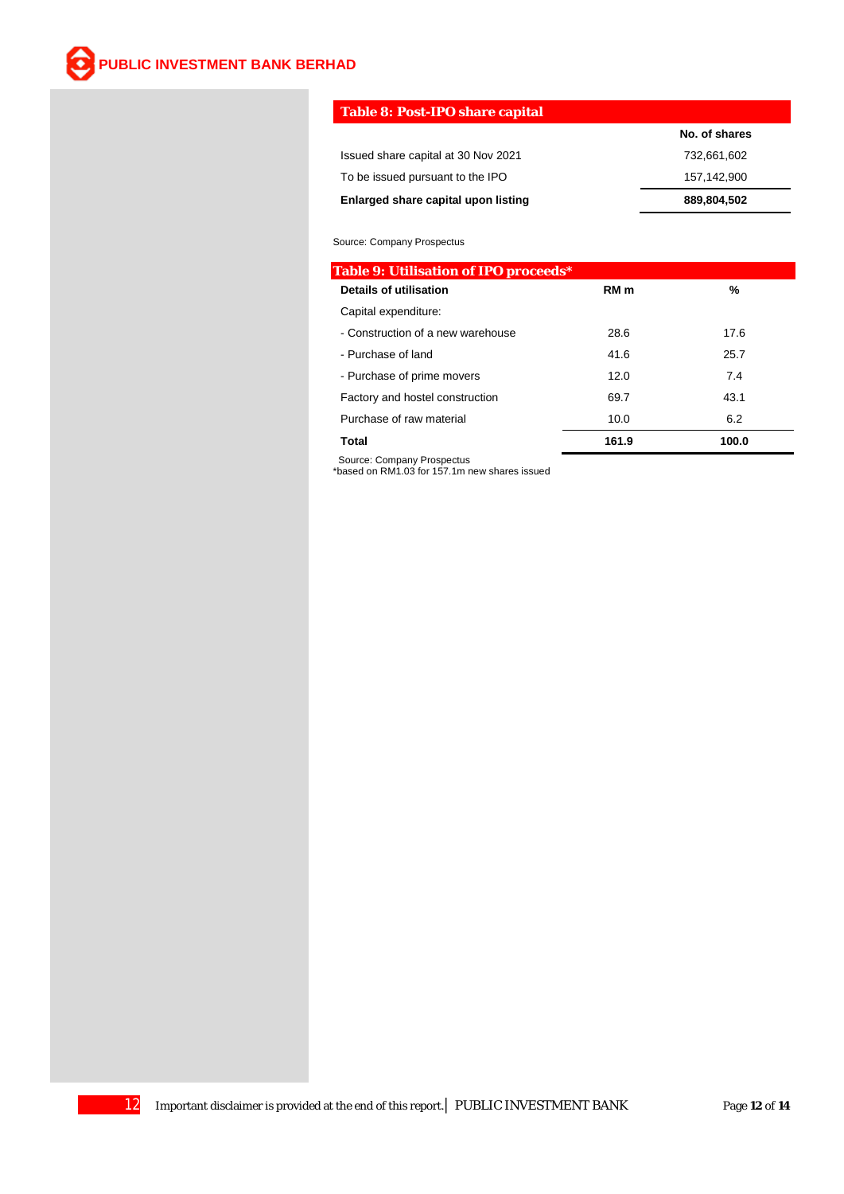**Table 8: Post-IPO share capital**

| | No. of shares |
|---|---|
| Issued share capital at 30 Nov 2021 | 732,661,602 |
| To be issued pursuant to the IPO | 157,142,900 |
| **Enlarged share capital upon listing** | **889,804,502** |

Source: Company Prospectus

**Table 9: Utilisation of IPO proceeds***

| Details of utilisation | RM m | % |
|---|---|---|
| Capital expenditure: | | |
| - Construction of a new warehouse | 28.6 | 17.6 |
| - Purchase of land | 41.6 | 25.7 |
| - Purchase of prime movers | 12.0 | 7.4 |
| Factory and hostel construction | 69.7 | 43.1 |
| Purchase of raw material | 10.0 | 6.2 |
| **Total** | **161.9** | **100.0** |

Source: Company Prospectus
*based on RM1.03 for 157.1m new shares issued

Important disclaimer is provided at the end of this report.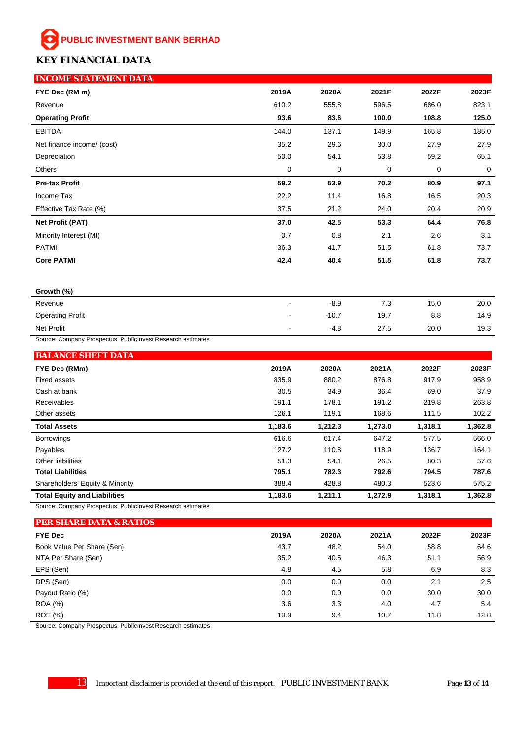PUBLIC INVESTMENT BANK BERHAD

# KEY FINANCIAL DATA

## INCOME STATEMENT DATA

| FYE Dec (RM m) | 2019A | 2020A | 2021F | 2022F | 2023F |
|---|---|---|---|---|---|
| Revenue | 610.2 | 555.8 | 596.5 | 686.0 | 823.1 |
| **Operating Profit** | **93.6** | **83.6** | **100.0** | **108.8** | **125.0** |
| EBITDA | 144.0 | 137.1 | 149.9 | 165.8 | 185.0 |
| Net finance income/ (cost) | 35.2 | 29.6 | 30.0 | 27.9 | 27.9 |
| Depreciation | 50.0 | 54.1 | 53.8 | 59.2 | 65.1 |
| Others | 0 | 0 | 0 | 0 | 0 |
| **Pre-tax Profit** | **59.2** | **53.9** | **70.2** | **80.9** | **97.1** |
| Income Tax | 22.2 | 11.4 | 16.8 | 16.5 | 20.3 |
| Effective Tax Rate (%) | 37.5 | 21.2 | 24.0 | 20.4 | 20.9 |
| **Net Profit (PAT)** | **37.0** | **42.5** | **53.3** | **64.4** | **76.8** |
| Minority Interest (MI) | 0.7 | 0.8 | 2.1 | 2.6 | 3.1 |
| PATMI | 36.3 | 41.7 | 51.5 | 61.8 | 73.7 |
| **Core PATMI** | **42.4** | **40.4** | **51.5** | **61.8** | **73.7** |

| Growth (%) | | | | | |
|---|---|---|---|---|---|
| Revenue | - | -8.9 | 7.3 | 15.0 | 20.0 |
| Operating Profit | - | -10.7 | 19.7 | 8.8 | 14.9 |
| Net Profit | - | -4.8 | 27.5 | 20.0 | 19.3 |

Source: Company Prospectus, PublicInvest Research estimates

## BALANCE SHEET DATA

| FYE Dec (RMm) | 2019A | 2020A | 2021A | 2022F | 2023F |
|---|---|---|---|---|---|
| Fixed assets | 835.9 | 880.2 | 876.8 | 917.9 | 958.9 |
| Cash at bank | 30.5 | 34.9 | 36.4 | 69.0 | 37.9 |
| Receivables | 191.1 | 178.1 | 191.2 | 219.8 | 263.8 |
| Other assets | 126.1 | 119.1 | 168.6 | 111.5 | 102.2 |
| **Total Assets** | **1,183.6** | **1,212.3** | **1,273.0** | **1,318.1** | **1,362.8** |
| Borrowings | 616.6 | 617.4 | 647.2 | 577.5 | 566.0 |
| Payables | 127.2 | 110.8 | 118.9 | 136.7 | 164.1 |
| Other liabilities | 51.3 | 54.1 | 26.5 | 80.3 | 57.6 |
| **Total Liabilities** | **795.1** | **782.3** | **792.6** | **794.5** | **787.6** |
| Shareholders' Equity & Minority | 388.4 | 428.8 | 480.3 | 523.6 | 575.2 |
| **Total Equity and Liabilities** | **1,183.6** | **1,211.1** | **1,272.9** | **1,318.1** | **1,362.8** |

Source: Company Prospectus, PublicInvest Research estimates

## PER SHARE DATA & RATIOS

| FYE Dec | 2019A | 2020A | 2021A | 2022F | 2023F |
|---|---|---|---|---|---|
| Book Value Per Share (Sen) | 43.7 | 48.2 | 54.0 | 58.8 | 64.6 |
| NTA Per Share (Sen) | 35.2 | 40.5 | 46.3 | 51.1 | 56.9 |
| EPS (Sen) | 4.8 | 4.5 | 5.8 | 6.9 | 8.3 |
| DPS (Sen) | 0.0 | 0.0 | 0.0 | 2.1 | 2.5 |
| Payout Ratio (%) | 0.0 | 0.0 | 0.0 | 30.0 | 30.0 |
| ROA (%) | 3.6 | 3.3 | 4.0 | 4.7 | 5.4 |
| ROE (%) | 10.9 | 9.4 | 10.7 | 11.8 | 12.8 |

Source: Company Prospectus, PublicInvest Research estimates

Important disclaimer is provided at the end of this report.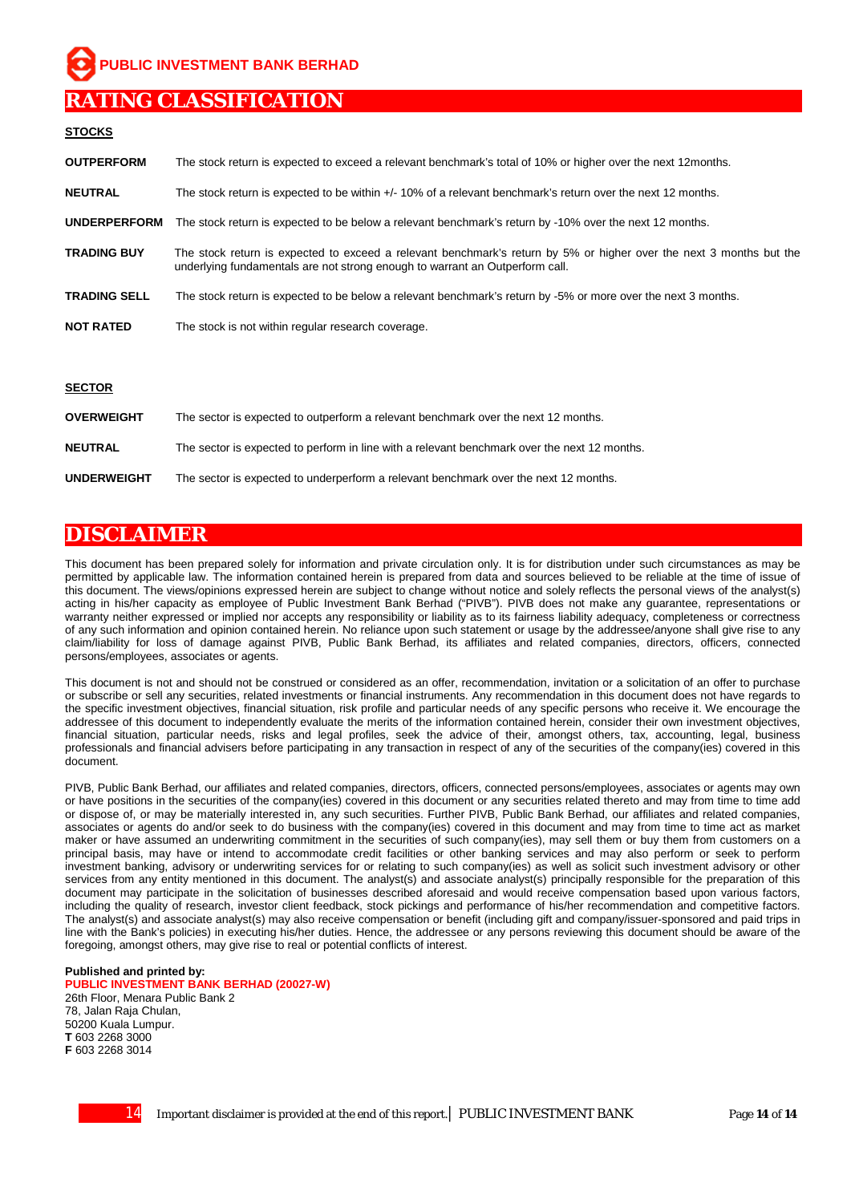# RATING CLASSIFICATION

**STOCKS**

| | |
|---|---|
| **OUTPERFORM** | The stock return is expected to exceed a relevant benchmark's total of 10% or higher over the next 12months. |
| **NEUTRAL** | The stock return is expected to be within +/- 10% of a relevant benchmark's return over the next 12 months. |
| **UNDERPERFORM** | The stock return is expected to be below a relevant benchmark's return by -10% over the next 12 months. |
| **TRADING BUY** | The stock return is expected to exceed a relevant benchmark's return by 5% or higher over the next 3 months but the underlying fundamentals are not strong enough to warrant an Outperform call. |
| **TRADING SELL** | The stock return is expected to be below a relevant benchmark's return by -5% or more over the next 3 months. |
| **NOT RATED** | The stock is not within regular research coverage. |

**SECTOR**

| | |
|---|---|
| **OVERWEIGHT** | The sector is expected to outperform a relevant benchmark over the next 12 months. |
| **NEUTRAL** | The sector is expected to perform in line with a relevant benchmark over the next 12 months. |
| **UNDERWEIGHT** | The sector is expected to underperform a relevant benchmark over the next 12 months. |

# DISCLAIMER

This document has been prepared solely for information and private circulation only. It is for distribution under such circumstances as may be permitted by applicable law. The information contained herein is prepared from data and sources believed to be reliable at the time of issue of this document. The views/opinions expressed herein are subject to change without notice and solely reflects the personal views of the analyst(s) acting in his/her capacity as employee of Public Investment Bank Berhad ("PIVB"). PIVB does not make any guarantee, representations or warranty neither expressed or implied nor accepts any responsibility or liability as to its fairness liability adequacy, completeness or correctness of any such information and opinion contained herein. No reliance upon such statement or usage by the addressee/anyone shall give rise to any claim/liability for loss of damage against PIVB, Public Bank Berhad, its affiliates and related companies, directors, officers, connected persons/employees, associates or agents.

This document is not and should not be construed or considered as an offer, recommendation, invitation or a solicitation of an offer to purchase or subscribe or sell any securities, related investments or financial instruments. Any recommendation in this document does not have regards to the specific investment objectives, financial situation, risk profile and particular needs of any specific persons who receive it. We encourage the addressee of this document to independently evaluate the merits of the information contained herein, consider their own investment objectives, financial situation, particular needs, risks and legal profiles, seek the advice of their, amongst others, tax, accounting, legal, business professionals and financial advisers before participating in any transaction in respect of any of the securities of the company(ies) covered in this document.

PIVB, Public Bank Berhad, our affiliates and related companies, directors, officers, connected persons/employees, associates or agents may own or have positions in the securities of the company(ies) covered in this document or any securities related thereto and may from time to time add or dispose of, or may be materially interested in, any such securities. Further PIVB, Public Bank Berhad, our affiliates and related companies, associates or agents do and/or seek to do business with the company(ies) covered in this document and may from time to time act as market maker or have assumed an underwriting commitment in the securities of such company(ies), may sell them or buy them from customers on a principal basis, may have or intend to accommodate credit facilities or other banking services and may also perform or seek to perform investment banking, advisory or underwriting services for or relating to such company(ies) as well as solicit such investment advisory or other services from any entity mentioned in this document. The analyst(s) and associate analyst(s) principally responsible for the preparation of this document may participate in the solicitation of businesses described aforesaid and would receive compensation based upon various factors, including the quality of research, investor client feedback, stock pickings and performance of his/her recommendation and competitive factors. The analyst(s) and associate analyst(s) may also receive compensation or benefit (including gift and company/issuer-sponsored and paid trips in line with the Bank's policies) in executing his/her duties. Hence, the addressee or any persons reviewing this document should be aware of the foregoing, amongst others, may give rise to real or potential conflicts of interest.

**Published and printed by:**
**PUBLIC INVESTMENT BANK BERHAD (20027-W)**
26th Floor, Menara Public Bank 2
78, Jalan Raja Chulan,
50200 Kuala Lumpur.
**T** 603 2268 3000
**F** 603 2268 3014